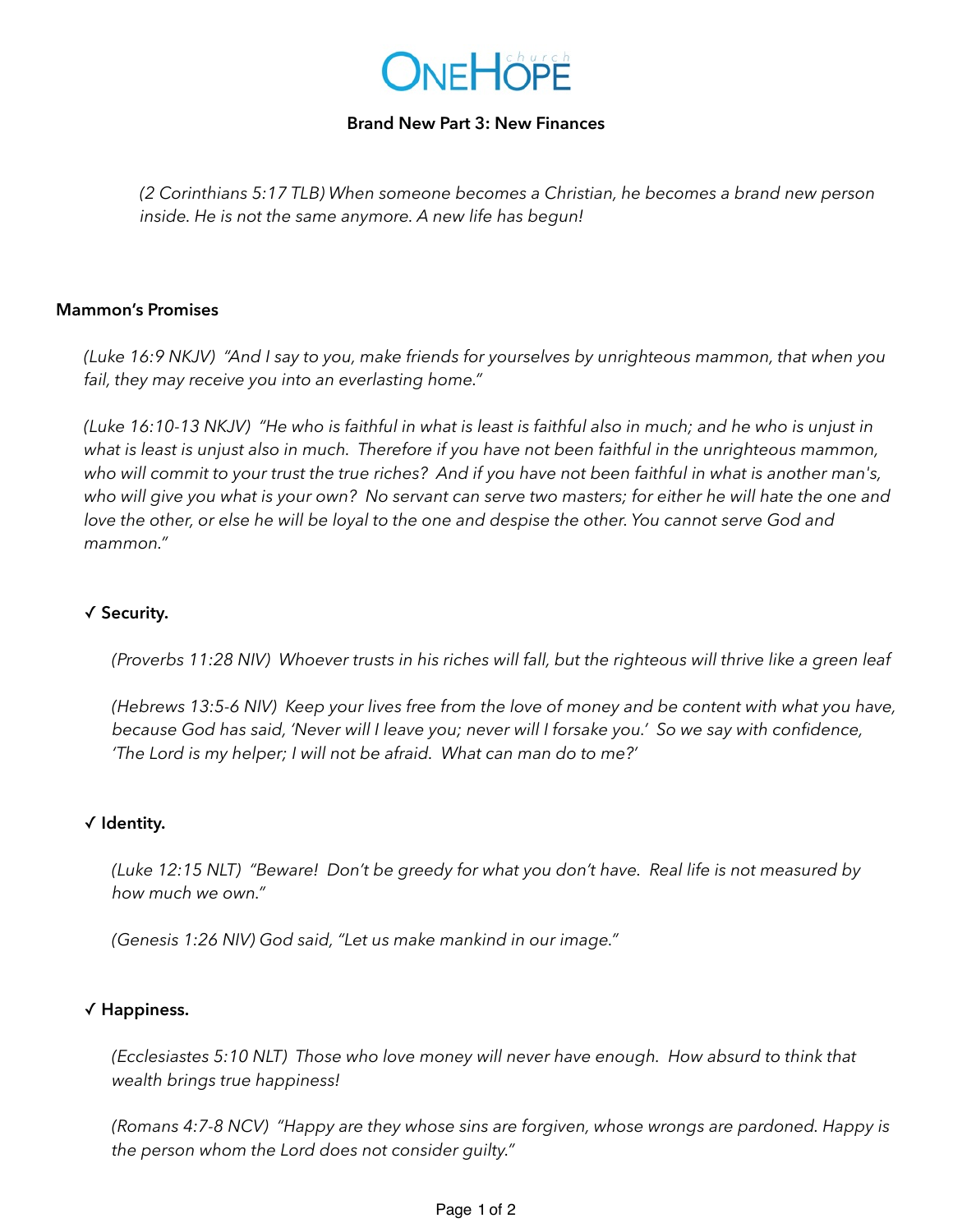OneHope church

**Brand New Part 3: New Finances**

*(2 Corinthians 5:17 TLB) When someone becomes a Christian, he becomes a brand new person inside. He is not the same anymore. A new life has begun!*

**Mammon's Promises**

*(Luke 16:9 NKJV) "And I say to you, make friends for yourselves by unrighteous mammon, that when you fail, they may receive you into an everlasting home."*

*(Luke 16:10-13 NKJV) "He who is faithful in what is least is faithful also in much; and he who is unjust in what is least is unjust also in much. Therefore if you have not been faithful in the unrighteous mammon, who will commit to your trust the true riches? And if you have not been faithful in what is another man's, who will give you what is your own? No servant can serve two masters; for either he will hate the one and love the other, or else he will be loyal to the one and despise the other. You cannot serve God and mammon."*

**✓ Security.**

*(Proverbs 11:28 NIV) Whoever trusts in his riches will fall, but the righteous will thrive like a green leaf*

*(Hebrews 13:5-6 NIV) Keep your lives free from the love of money and be content with what you have, because God has said, 'Never will I leave you; never will I forsake you.' So we say with confidence, 'The Lord is my helper; I will not be afraid. What can man do to me?'*

**✓ Identity.**

*(Luke 12:15 NLT) "Beware! Don't be greedy for what you don't have. Real life is not measured by how much we own."*

*(Genesis 1:26 NIV) God said, "Let us make mankind in our image."*

**✓ Happiness.**

*(Ecclesiastes 5:10 NLT) Those who love money will never have enough. How absurd to think that wealth brings true happiness!*

*(Romans 4:7-8 NCV) "Happy are they whose sins are forgiven, whose wrongs are pardoned. Happy is the person whom the Lord does not consider guilty."*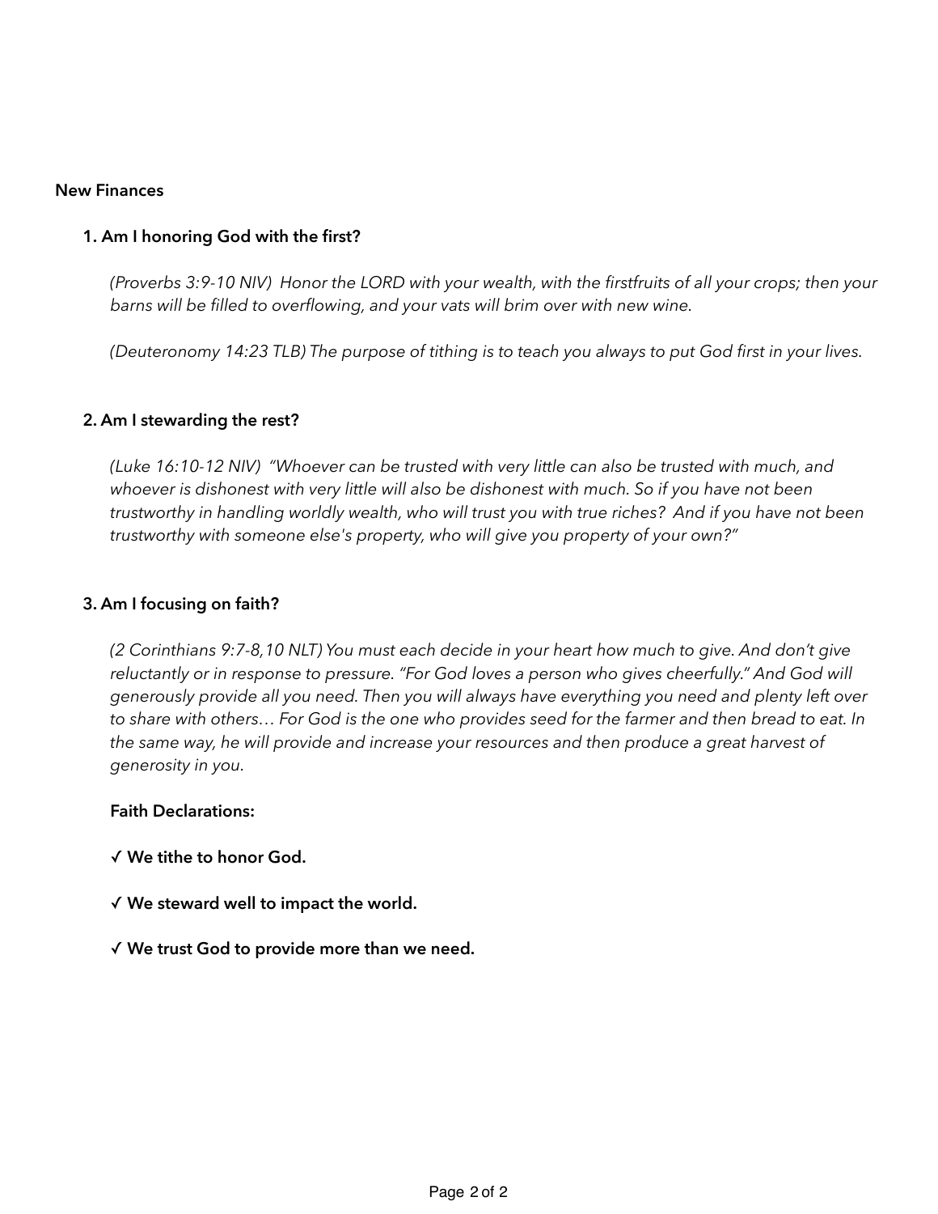**New Finances**

**1. Am I honoring God with the first?**

*(Proverbs 3:9-10 NIV) Honor the LORD with your wealth, with the firstfruits of all your crops; then your barns will be filled to overflowing, and your vats will brim over with new wine.*

*(Deuteronomy 14:23 TLB) The purpose of tithing is to teach you always to put God first in your lives.*

**2. Am I stewarding the rest?**

*(Luke 16:10-12 NIV) "Whoever can be trusted with very little can also be trusted with much, and whoever is dishonest with very little will also be dishonest with much. So if you have not been trustworthy in handling worldly wealth, who will trust you with true riches? And if you have not been trustworthy with someone else's property, who will give you property of your own?"*

**3. Am I focusing on faith?**

*(2 Corinthians 9:7-8,10 NLT) You must each decide in your heart how much to give. And don't give reluctantly or in response to pressure. "For God loves a person who gives cheerfully." And God will generously provide all you need. Then you will always have everything you need and plenty left over to share with others… For God is the one who provides seed for the farmer and then bread to eat. In the same way, he will provide and increase your resources and then produce a great harvest of generosity in you.*

**Faith Declarations:**

**✓ We tithe to honor God.**

**✓ We steward well to impact the world.**

**✓ We trust God to provide more than we need.**